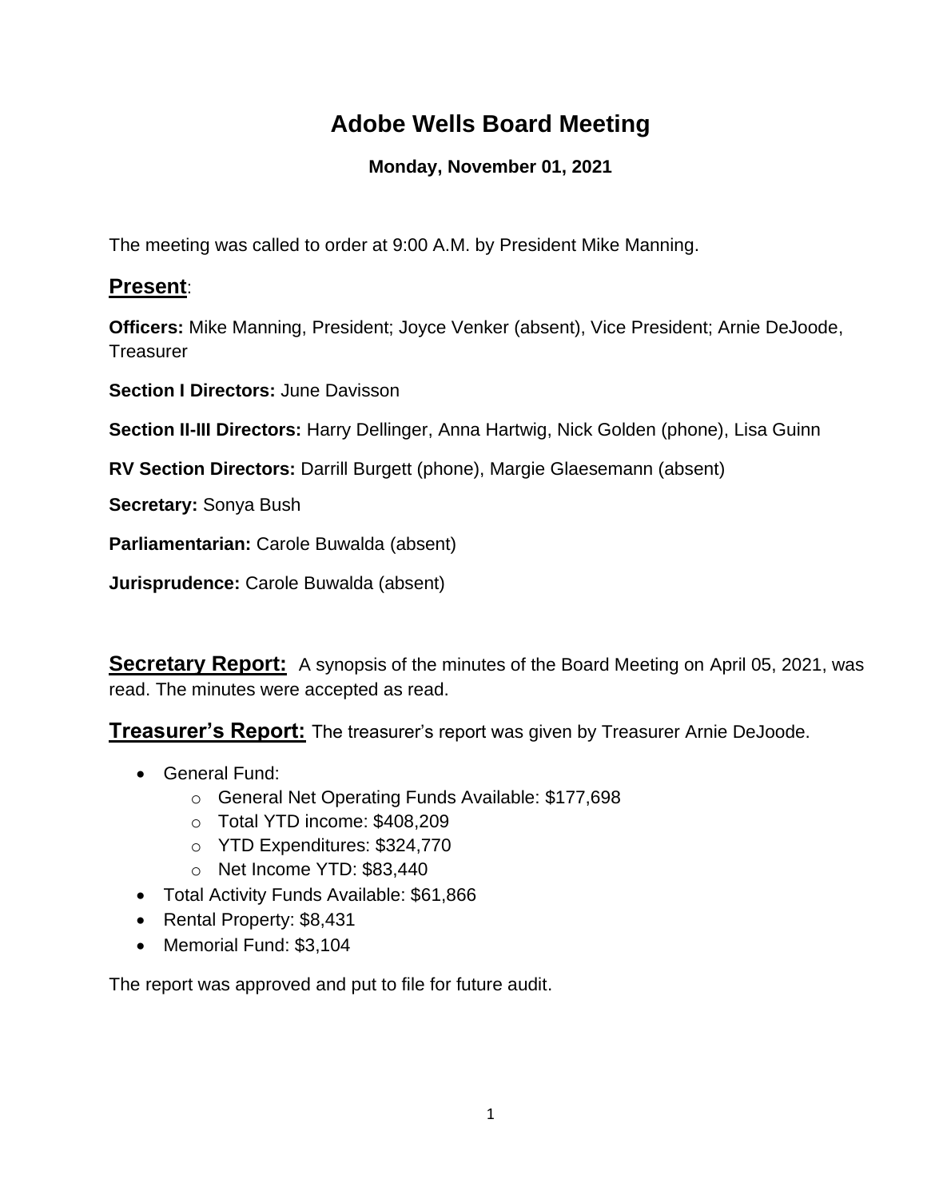# Adobe Wells Board Meeting

**Monday, November 01, 2021**

The meeting was called to order at 9:00 A.M. by President Mike Manning.

## Present:

**Officers:** Mike Manning, President; Joyce Venker (absent), Vice President; Arnie DeJoode, Treasurer

**Section I Directors:** June Davisson

**Section II-III Directors:** Harry Dellinger, Anna Hartwig, Nick Golden (phone), Lisa Guinn

**RV Section Directors:** Darrill Burgett (phone), Margie Glaesemann (absent)

**Secretary:** Sonya Bush

**Parliamentarian:** Carole Buwalda (absent)

**Jurisprudence:** Carole Buwalda (absent)

**Secretary Report:** A synopsis of the minutes of the Board Meeting on April 05, 2021, was read. The minutes were accepted as read.

**Treasurer's Report:** The treasurer's report was given by Treasurer Arnie DeJoode.

- General Fund:
  - General Net Operating Funds Available: $177,698
  - Total YTD income: $408,209
  - YTD Expenditures: $324,770
  - Net Income YTD: $83,440
- Total Activity Funds Available: $61,866
- Rental Property: $8,431
- Memorial Fund: $3,104

The report was approved and put to file for future audit.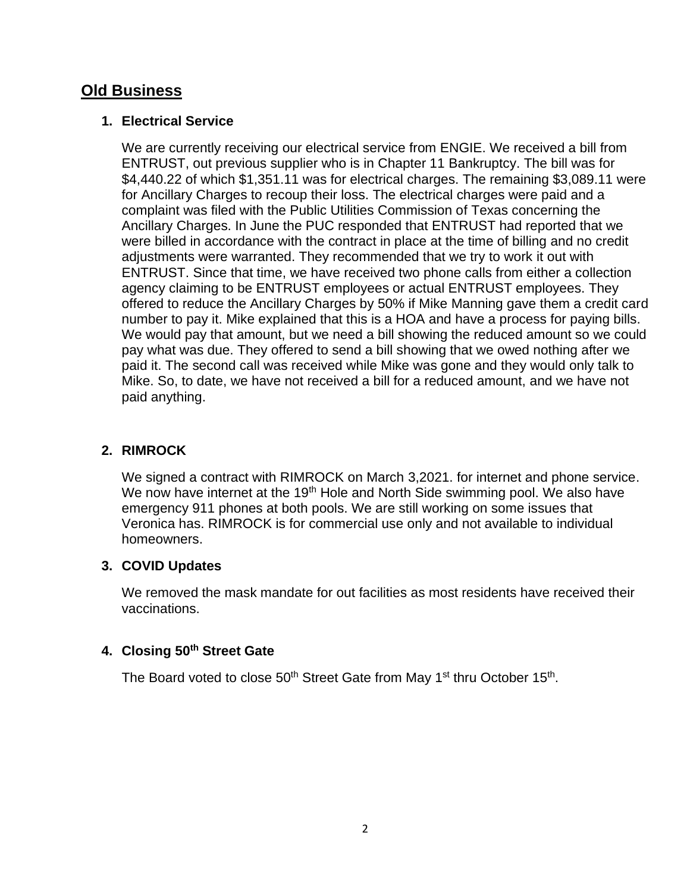## Old Business

### 1. Electrical Service

We are currently receiving our electrical service from ENGIE. We received a bill from ENTRUST, out previous supplier who is in Chapter 11 Bankruptcy. The bill was for $4,440.22 of which $1,351.11 was for electrical charges. The remaining $3,089.11 were for Ancillary Charges to recoup their loss. The electrical charges were paid and a complaint was filed with the Public Utilities Commission of Texas concerning the Ancillary Charges. In June the PUC responded that ENTRUST had reported that we were billed in accordance with the contract in place at the time of billing and no credit adjustments were warranted. They recommended that we try to work it out with ENTRUST. Since that time, we have received two phone calls from either a collection agency claiming to be ENTRUST employees or actual ENTRUST employees. They offered to reduce the Ancillary Charges by 50% if Mike Manning gave them a credit card number to pay it. Mike explained that this is a HOA and have a process for paying bills. We would pay that amount, but we need a bill showing the reduced amount so we could pay what was due. They offered to send a bill showing that we owed nothing after we paid it. The second call was received while Mike was gone and they would only talk to Mike. So, to date, we have not received a bill for a reduced amount, and we have not paid anything.

### 2. RIMROCK

We signed a contract with RIMROCK on March 3,2021. for internet and phone service. We now have internet at the 19th Hole and North Side swimming pool. We also have emergency 911 phones at both pools. We are still working on some issues that Veronica has. RIMROCK is for commercial use only and not available to individual homeowners.

### 3. COVID Updates

We removed the mask mandate for out facilities as most residents have received their vaccinations.

### 4. Closing 50th Street Gate

The Board voted to close 50th Street Gate from May 1st thru October 15th.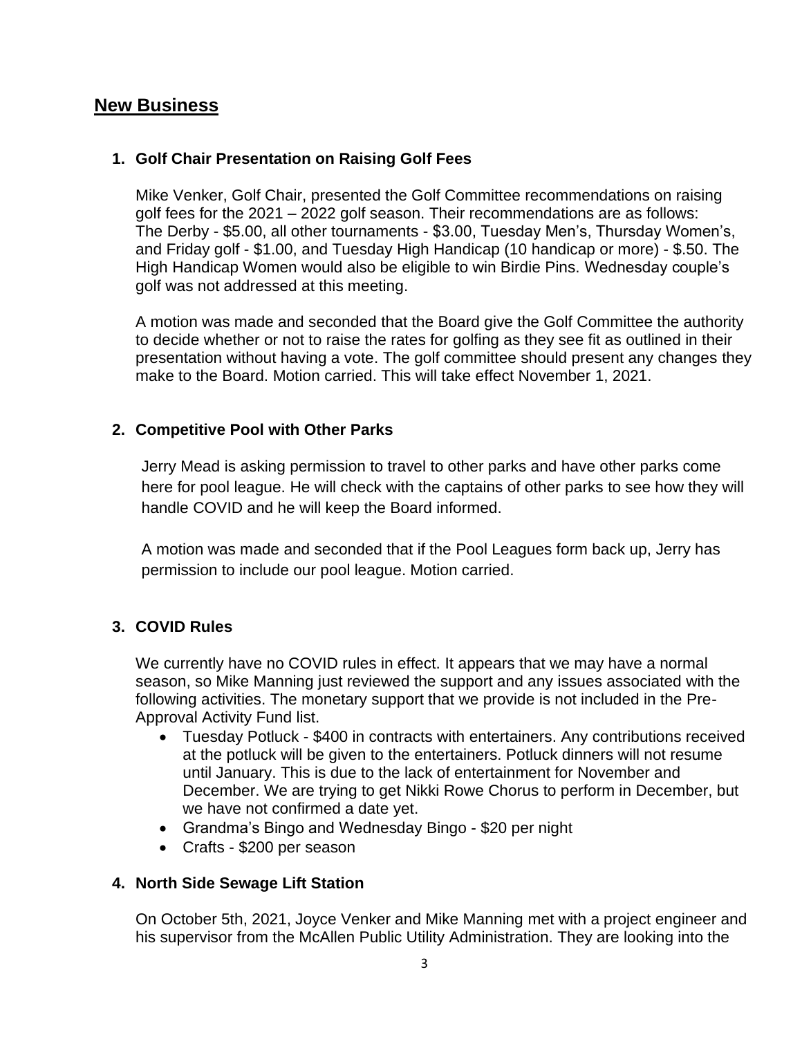## New Business

### 1. Golf Chair Presentation on Raising Golf Fees

Mike Venker, Golf Chair, presented the Golf Committee recommendations on raising golf fees for the 2021 – 2022 golf season. Their recommendations are as follows: The Derby - $5.00, all other tournaments - $3.00, Tuesday Men's, Thursday Women's, and Friday golf - $1.00, and Tuesday High Handicap (10 handicap or more) - $.50. The High Handicap Women would also be eligible to win Birdie Pins. Wednesday couple's golf was not addressed at this meeting.

A motion was made and seconded that the Board give the Golf Committee the authority to decide whether or not to raise the rates for golfing as they see fit as outlined in their presentation without having a vote. The golf committee should present any changes they make to the Board. Motion carried. This will take effect November 1, 2021.

### 2. Competitive Pool with Other Parks

Jerry Mead is asking permission to travel to other parks and have other parks come here for pool league. He will check with the captains of other parks to see how they will handle COVID and he will keep the Board informed.

A motion was made and seconded that if the Pool Leagues form back up, Jerry has permission to include our pool league. Motion carried.

### 3. COVID Rules

We currently have no COVID rules in effect. It appears that we may have a normal season, so Mike Manning just reviewed the support and any issues associated with the following activities. The monetary support that we provide is not included in the Pre-Approval Activity Fund list.

- Tuesday Potluck - $400 in contracts with entertainers. Any contributions received at the potluck will be given to the entertainers. Potluck dinners will not resume until January. This is due to the lack of entertainment for November and December. We are trying to get Nikki Rowe Chorus to perform in December, but we have not confirmed a date yet.
- Grandma's Bingo and Wednesday Bingo - $20 per night
- Crafts - $200 per season

### 4. North Side Sewage Lift Station

On October 5th, 2021, Joyce Venker and Mike Manning met with a project engineer and his supervisor from the McAllen Public Utility Administration. They are looking into the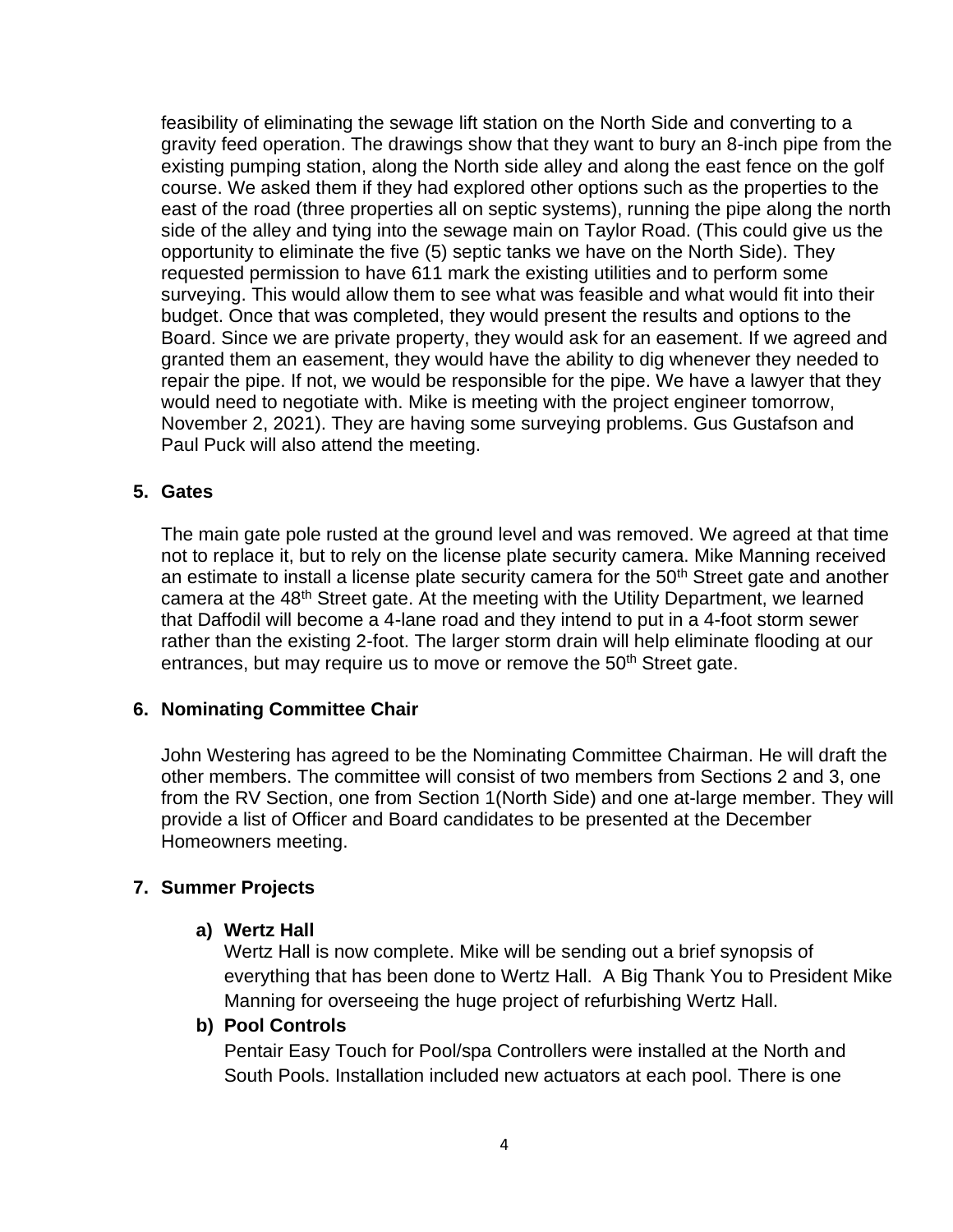feasibility of eliminating the sewage lift station on the North Side and converting to a gravity feed operation. The drawings show that they want to bury an 8-inch pipe from the existing pumping station, along the North side alley and along the east fence on the golf course. We asked them if they had explored other options such as the properties to the east of the road (three properties all on septic systems), running the pipe along the north side of the alley and tying into the sewage main on Taylor Road. (This could give us the opportunity to eliminate the five (5) septic tanks we have on the North Side). They requested permission to have 611 mark the existing utilities and to perform some surveying. This would allow them to see what was feasible and what would fit into their budget. Once that was completed, they would present the results and options to the Board. Since we are private property, they would ask for an easement. If we agreed and granted them an easement, they would have the ability to dig whenever they needed to repair the pipe. If not, we would be responsible for the pipe. We have a lawyer that they would need to negotiate with. Mike is meeting with the project engineer tomorrow, November 2, 2021). They are having some surveying problems. Gus Gustafson and Paul Puck will also attend the meeting.

**5. Gates**

The main gate pole rusted at the ground level and was removed. We agreed at that time not to replace it, but to rely on the license plate security camera. Mike Manning received an estimate to install a license plate security camera for the 50th Street gate and another camera at the 48th Street gate. At the meeting with the Utility Department, we learned that Daffodil will become a 4-lane road and they intend to put in a 4-foot storm sewer rather than the existing 2-foot. The larger storm drain will help eliminate flooding at our entrances, but may require us to move or remove the 50th Street gate.

**6. Nominating Committee Chair**

John Westering has agreed to be the Nominating Committee Chairman. He will draft the other members. The committee will consist of two members from Sections 2 and 3, one from the RV Section, one from Section 1(North Side) and one at-large member. They will provide a list of Officer and Board candidates to be presented at the December Homeowners meeting.

**7. Summer Projects**

**a) Wertz Hall**

Wertz Hall is now complete. Mike will be sending out a brief synopsis of everything that has been done to Wertz Hall. A Big Thank You to President Mike Manning for overseeing the huge project of refurbishing Wertz Hall.

**b) Pool Controls**

Pentair Easy Touch for Pool/spa Controllers were installed at the North and South Pools. Installation included new actuators at each pool. There is one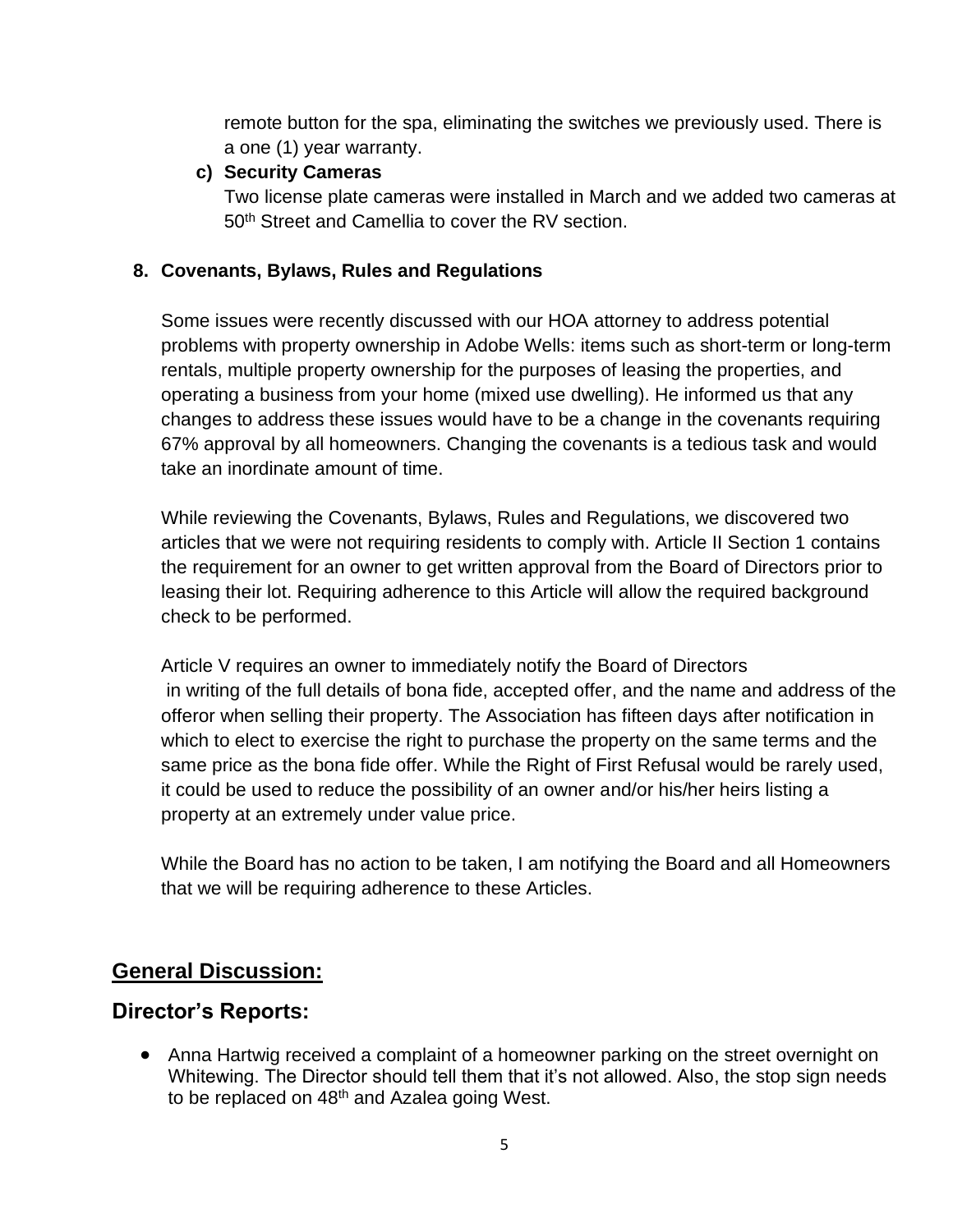remote button for the spa, eliminating the switches we previously used. There is a one (1) year warranty.

c) **Security Cameras**
   Two license plate cameras were installed in March and we added two cameras at 50th Street and Camellia to cover the RV section.

**8. Covenants, Bylaws, Rules and Regulations**

Some issues were recently discussed with our HOA attorney to address potential problems with property ownership in Adobe Wells: items such as short-term or long-term rentals, multiple property ownership for the purposes of leasing the properties, and operating a business from your home (mixed use dwelling). He informed us that any changes to address these issues would have to be a change in the covenants requiring 67% approval by all homeowners. Changing the covenants is a tedious task and would take an inordinate amount of time.

While reviewing the Covenants, Bylaws, Rules and Regulations, we discovered two articles that we were not requiring residents to comply with. Article II Section 1 contains the requirement for an owner to get written approval from the Board of Directors prior to leasing their lot. Requiring adherence to this Article will allow the required background check to be performed.

Article V requires an owner to immediately notify the Board of Directors in writing of the full details of bona fide, accepted offer, and the name and address of the offeror when selling their property. The Association has fifteen days after notification in which to elect to exercise the right to purchase the property on the same terms and the same price as the bona fide offer. While the Right of First Refusal would be rarely used, it could be used to reduce the possibility of an owner and/or his/her heirs listing a property at an extremely under value price.

While the Board has no action to be taken, I am notifying the Board and all Homeowners that we will be requiring adherence to these Articles.

## General Discussion:

## Director's Reports:

- Anna Hartwig received a complaint of a homeowner parking on the street overnight on Whitewing. The Director should tell them that it's not allowed. Also, the stop sign needs to be replaced on 48th and Azalea going West.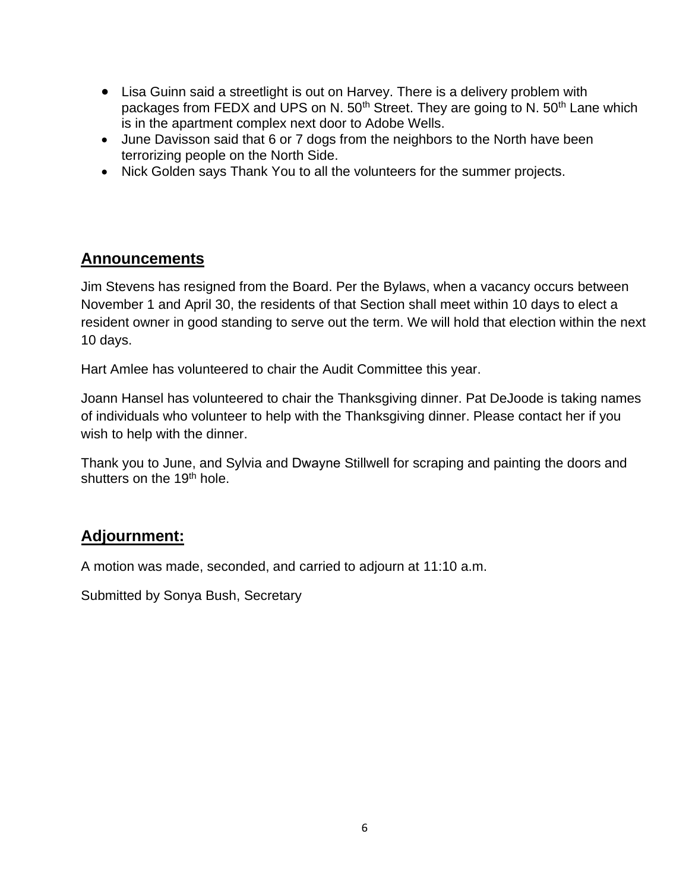- Lisa Guinn said a streetlight is out on Harvey. There is a delivery problem with packages from FEDX and UPS on N. 50th Street. They are going to N. 50th Lane which is in the apartment complex next door to Adobe Wells.
- June Davisson said that 6 or 7 dogs from the neighbors to the North have been terrorizing people on the North Side.
- Nick Golden says Thank You to all the volunteers for the summer projects.

## Announcements

Jim Stevens has resigned from the Board. Per the Bylaws, when a vacancy occurs between November 1 and April 30, the residents of that Section shall meet within 10 days to elect a resident owner in good standing to serve out the term. We will hold that election within the next 10 days.

Hart Amlee has volunteered to chair the Audit Committee this year.

Joann Hansel has volunteered to chair the Thanksgiving dinner. Pat DeJoode is taking names of individuals who volunteer to help with the Thanksgiving dinner. Please contact her if you wish to help with the dinner.

Thank you to June, and Sylvia and Dwayne Stillwell for scraping and painting the doors and shutters on the 19th hole.

## Adjournment:

A motion was made, seconded, and carried to adjourn at 11:10 a.m.

Submitted by Sonya Bush, Secretary